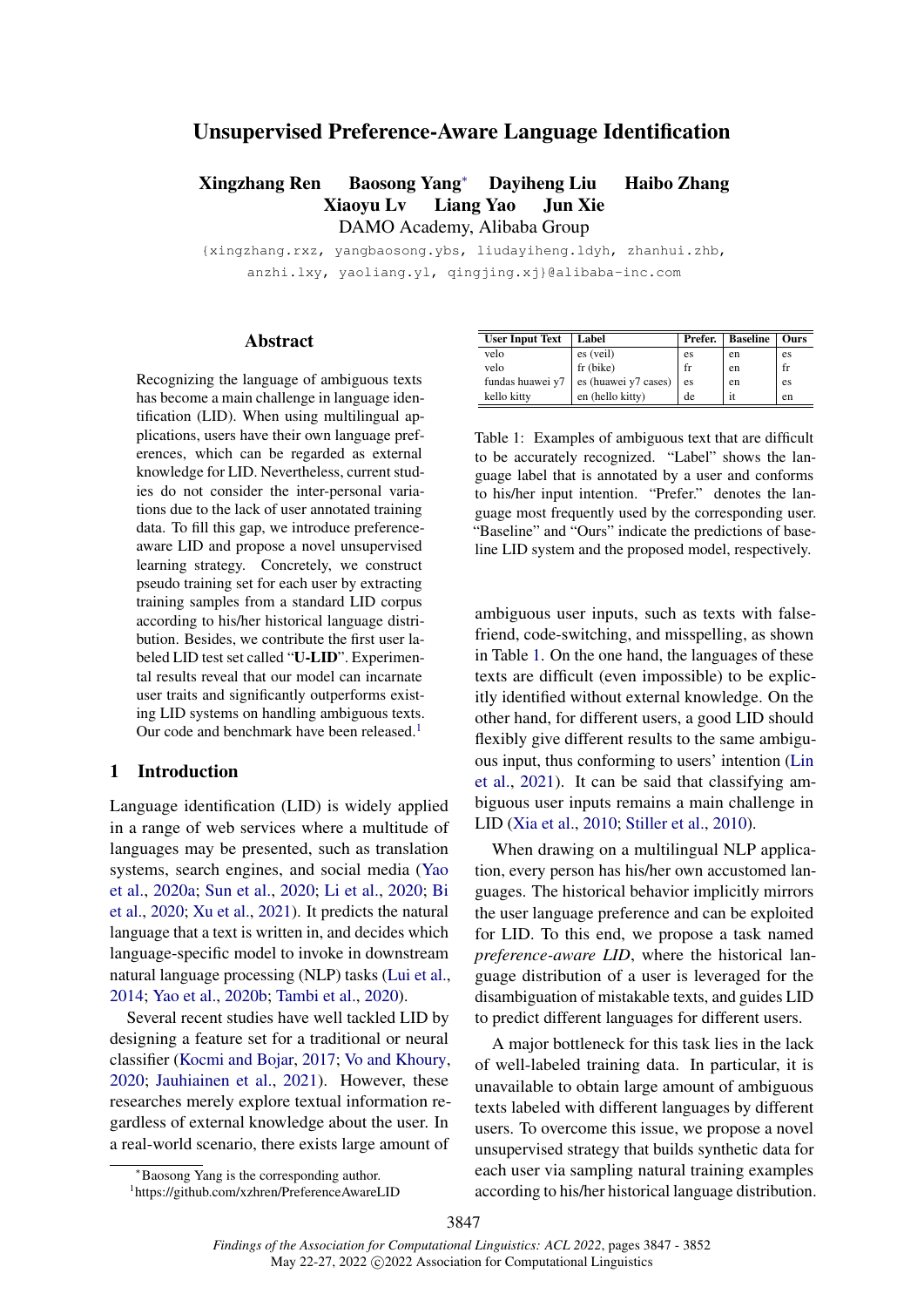# Unsupervised Preference-Aware Language Identification

**Xingzhang Ren Baosong Yang[*] Dayiheng Liu Haibo Zhang Xiaoyu Lv Liang Yao Jun Xie**

DAMO Academy, Alibaba Group

{xingzhang.rxz, yangbaosong.ybs, liudayiheng.ldyh, zhanhui.zhb, anzhi.lxy, yaoliang.yl, qingjing.xj}@alibaba-inc.com

## Abstract

Recognizing the language of ambiguous texts has become a main challenge in language identification (LID). When using multilingual applications, users have their own language preferences, which can be regarded as external knowledge for LID. Nevertheless, current studies do not consider the inter-personal variations due to the lack of user annotated training data. To fill this gap, we introduce preference-aware LID and propose a novel unsupervised learning strategy. Concretely, we construct pseudo training set for each user by extracting training samples from a standard LID corpus according to his/her historical language distribution. Besides, we contribute the first user labeled LID test set called "**U-LID**". Experimental results reveal that our model can incarnate user traits and significantly outperforms existing LID systems on handling ambiguous texts. Our code and benchmark have been released.[1]

## 1 Introduction

Language identification (LID) is widely applied in a range of web services where a multitude of languages may be presented, such as translation systems, search engines, and social media (Yao et al., 2020a; Sun et al., 2020; Li et al., 2020; Bi et al., 2020; Xu et al., 2021). It predicts the natural language that a text is written in, and decides which language-specific model to invoke in downstream natural language processing (NLP) tasks (Lui et al., 2014; Yao et al., 2020b; Tambi et al., 2020).

Several recent studies have well tackled LID by designing a feature set for a traditional or neural classifier (Kocmi and Bojar, 2017; Vo and Khoury, 2020; Jauhiainen et al., 2021). However, these researches merely explore textual information regardless of external knowledge about the user. In a real-world scenario, there exists large amount of ambiguous user inputs, such as texts with false-friend, code-switching, and misspelling, as shown in Table 1. On the one hand, the languages of these texts are difficult (even impossible) to be explicitly identified without external knowledge. On the other hand, for different users, a good LID should flexibly give different results to the same ambiguous input, thus conforming to users' intention (Lin et al., 2021). It can be said that classifying ambiguous user inputs remains a main challenge in LID (Xia et al., 2010; Stiller et al., 2010).

| User Input Text | Label | Prefer. | Baseline | Ours |
|---|---|---|---|---|
| velo | es (veil) | es | en | es |
| velo | fr (bike) | fr | en | fr |
| fundas huawei y7 | es (huawei y7 cases) | es | en | es |
| kello kitty | en (hello kitty) | de | it | en |

Table 1: Examples of ambiguous text that are difficult to be accurately recognized. "Label" shows the language label that is annotated by a user and conforms to his/her input intention. "Prefer." denotes the language most frequently used by the corresponding user. "Baseline" and "Ours" indicate the predictions of baseline LID system and the proposed model, respectively.

When drawing on a multilingual NLP application, every person has his/her own accustomed languages. The historical behavior implicitly mirrors the user language preference and can be exploited for LID. To this end, we propose a task named *preference-aware LID*, where the historical language distribution of a user is leveraged for the disambiguation of mistakable texts, and guides LID to predict different languages for different users.

A major bottleneck for this task lies in the lack of well-labeled training data. In particular, it is unavailable to obtain large amount of ambiguous texts labeled with different languages by different users. To overcome this issue, we propose a novel unsupervised strategy that builds synthetic data for each user via sampling natural training examples according to his/her historical language distribution.

[*] Baosong Yang is the corresponding author.

[1] https://github.com/xzhren/PreferenceAwareLID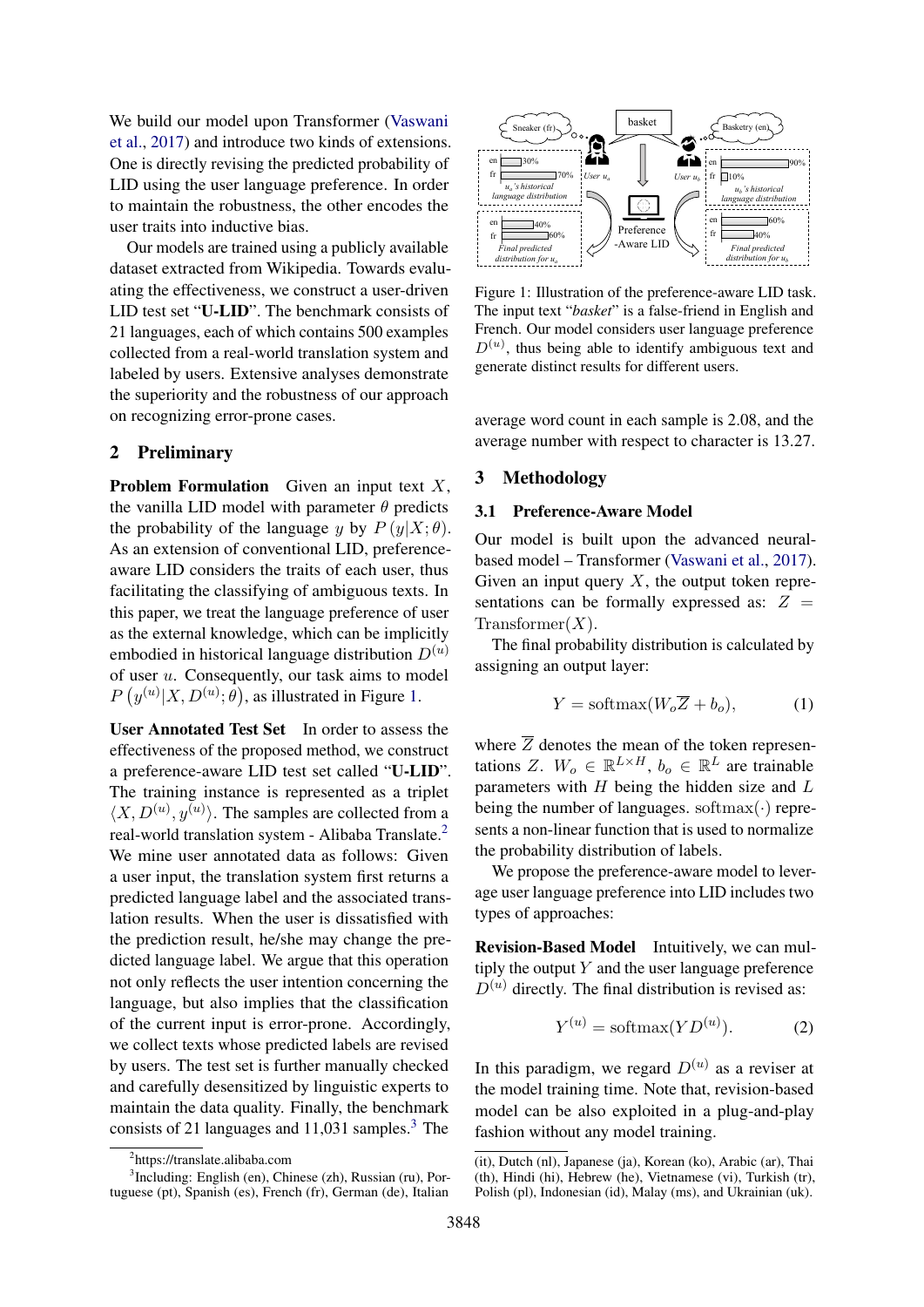We build our model upon Transformer (Vaswani et al., 2017) and introduce two kinds of extensions. One is directly revising the predicted probability of LID using the user language preference. In order to maintain the robustness, the other encodes the user traits into inductive bias.

Our models are trained using a publicly available dataset extracted from Wikipedia. Towards evaluating the effectiveness, we construct a user-driven LID test set "**U-LID**". The benchmark consists of 21 languages, each of which contains 500 examples collected from a real-world translation system and labeled by users. Extensive analyses demonstrate the superiority and the robustness of our approach on recognizing error-prone cases.

## 2 Preliminary

**Problem Formulation** Given an input text $X$, the vanilla LID model with parameter $\theta$ predicts the probability of the language $y$ by $P(y|X;\theta)$. As an extension of conventional LID, preference-aware LID considers the traits of each user, thus facilitating the classifying of ambiguous texts. In this paper, we treat the language preference of user as the external knowledge, which can be implicitly embodied in historical language distribution $D^{(u)}$ of user $u$. Consequently, our task aims to model $P\left(y^{(u)}|X, D^{(u)};\theta\right)$, as illustrated in Figure 1.

**User Annotated Test Set** In order to assess the effectiveness of the proposed method, we construct a preference-aware LID test set called "**U-LID**". The training instance is represented as a triplet $\langle X, D^{(u)}, y^{(u)}\rangle$. The samples are collected from a real-world translation system - Alibaba Translate.[2] We mine user annotated data as follows: Given a user input, the translation system first returns a predicted language label and the associated translation results. When the user is dissatisfied with the prediction result, he/she may change the predicted language label. We argue that this operation not only reflects the user intention concerning the language, but also implies that the classification of the current input is error-prone. Accordingly, we collect texts whose predicted labels are revised by users. The test set is further manually checked and carefully desensitized by linguistic experts to maintain the data quality. Finally, the benchmark consists of 21 languages and 11,031 samples.[3] The average word count in each sample is 2.08, and the average number with respect to character is 13.27.

Figure 1: Illustration of the preference-aware LID task. The input text "*basket*" is a false-friend in English and French. Our model considers user language preference $D^{(u)}$, thus being able to identify ambiguous text and generate distinct results for different users.

## 3 Methodology

### 3.1 Preference-Aware Model

Our model is built upon the advanced neural-based model – Transformer (Vaswani et al., 2017). Given an input query $X$, the output token representations can be formally expressed as: $Z = \mathrm{Transformer}(X)$.

The final probability distribution is calculated by assigning an output layer:

$$Y = \mathrm{softmax}(W_o\overline{Z} + b_o), \tag{1}$$

where $\overline{Z}$ denotes the mean of the token representations $Z$. $W_o \in \mathbb{R}^{L\times H}$, $b_o \in \mathbb{R}^{L}$ are trainable parameters with $H$ being the hidden size and $L$ being the number of languages. $\mathrm{softmax}(\cdot)$ represents a non-linear function that is used to normalize the probability distribution of labels.

We propose the preference-aware model to leverage user language preference into LID includes two types of approaches:

**Revision-Based Model** Intuitively, we can multiply the output $Y$ and the user language preference $D^{(u)}$ directly. The final distribution is revised as:

$$Y^{(u)} = \mathrm{softmax}(YD^{(u)}). \tag{2}$$

In this paradigm, we regard $D^{(u)}$ as a reviser at the model training time. Note that, revision-based model can be also exploited in a plug-and-play fashion without any model training.

[2] https://translate.alibaba.com

[3] Including: English (en), Chinese (zh), Russian (ru), Portuguese (pt), Spanish (es), French (fr), German (de), Italian (it), Dutch (nl), Japanese (ja), Korean (ko), Arabic (ar), Thai (th), Hindi (hi), Hebrew (he), Vietnamese (vi), Turkish (tr), Polish (pl), Indonesian (id), Malay (ms), and Ukrainian (uk).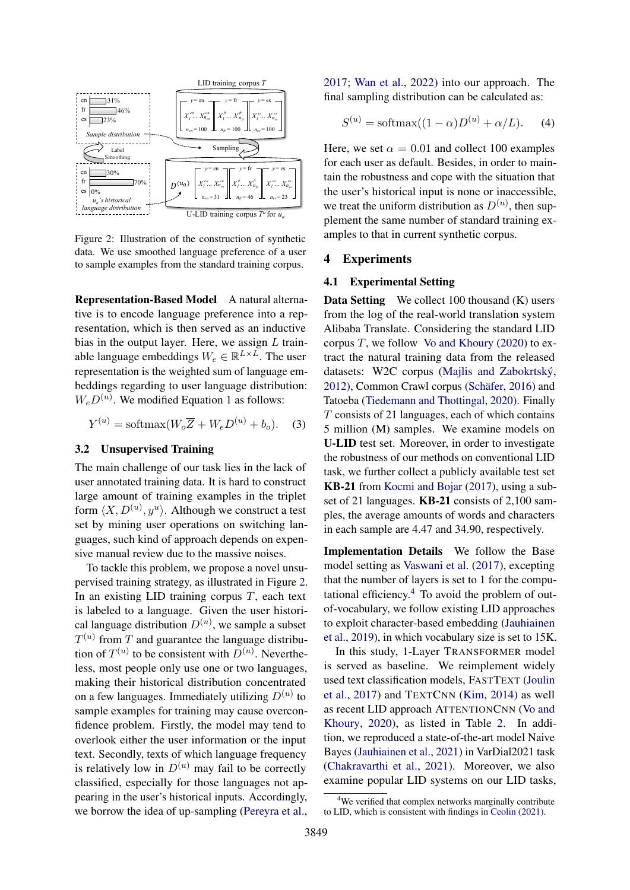Figure 2: Illustration of the construction of synthetic data. We use smoothed language preference of a user to sample examples from the standard training corpus.

**Representation-Based Model** A natural alternative is to encode language preference into a representation, which is then served as an inductive bias in the output layer. Here, we assign $L$ trainable language embeddings $W_e \in \mathbb{R}^{L \times L}$. The user representation is the weighted sum of language embeddings regarding to user language distribution: $W_e D^{(u)}$. We modified Equation 1 as follows:

$$Y^{(u)} = \text{softmax}(W_o \overline{Z} + W_e D^{(u)} + b_o). \quad (3)$$

### 3.2 Unsupervised Training

The main challenge of our task lies in the lack of user annotated training data. It is hard to construct large amount of training examples in the triplet form $\langle X, D^{(u)}, y^u \rangle$. Although we construct a test set by mining user operations on switching languages, such kind of approach depends on expensive manual review due to the massive noises.

To tackle this problem, we propose a novel unsupervised training strategy, as illustrated in Figure 2. In an existing LID training corpus $T$, each text is labeled to a language. Given the user historical language distribution $D^{(u)}$, we sample a subset $T^{(u)}$ from $T$ and guarantee the language distribution of $T^{(u)}$ to be consistent with $D^{(u)}$. Nevertheless, most people only use one or two languages, making their historical distribution concentrated on a few languages. Immediately utilizing $D^{(u)}$ to sample examples for training may cause overconfidence problem. Firstly, the model may tend to overlook either the user information or the input text. Secondly, texts of which language frequency is relatively low in $D^{(u)}$ may fail to be correctly classified, especially for those languages not appearing in the user's historical inputs. Accordingly, we borrow the idea of up-sampling (Pereyra et al., 2017; Wan et al., 2022) into our approach. The final sampling distribution can be calculated as:

$$S^{(u)} = \text{softmax}((1 - \alpha)D^{(u)} + \alpha/L). \quad (4)$$

Here, we set $\alpha = 0.01$ and collect 100 examples for each user as default. Besides, in order to maintain the robustness and cope with the situation that the user's historical input is none or inaccessible, we treat the uniform distribution as $D^{(u)}$, then supplement the same number of standard training examples to that in current synthetic corpus.

## 4 Experiments

### 4.1 Experimental Setting

**Data Setting** We collect 100 thousand (K) users from the log of the real-world translation system Alibaba Translate. Considering the standard LID corpus $T$, we follow Vo and Khoury (2020) to extract the natural training data from the released datasets: W2C corpus (Majlis and Zabokrtský, 2012), Common Crawl corpus (Schäfer, 2016) and Tatoeba (Tiedemann and Thottingal, 2020). Finally $T$ consists of 21 languages, each of which contains 5 million (M) samples. We examine models on **U-LID** test set. Moreover, in order to investigate the robustness of our methods on conventional LID task, we further collect a publicly available test set **KB-21** from Kocmi and Bojar (2017), using a subset of 21 languages. **KB-21** consists of 2,100 samples, the average amounts of words and characters in each sample are 4.47 and 34.90, respectively.

**Implementation Details** We follow the Base model setting as Vaswani et al. (2017), excepting that the number of layers is set to 1 for the computational efficiency.[4] To avoid the problem of out-of-vocabulary, we follow existing LID approaches to exploit character-based embedding (Jauhiainen et al., 2019), in which vocabulary size is set to 15K.

In this study, 1-Layer TRANSFORMER model is served as baseline. We reimplement widely used text classification models, FASTTEXT (Joulin et al., 2017) and TEXTCNN (Kim, 2014) as well as recent LID approach ATTENTIONCNN (Vo and Khoury, 2020), as listed in Table 2. In addition, we reproduced a state-of-the-art model Naive Bayes (Jauhiainen et al., 2021) in VarDial2021 task (Chakravarthi et al., 2021). Moreover, we also examine popular LID systems on our LID tasks,

[4]We verified that complex networks marginally contribute to LID, which is consistent with findings in Ceolin (2021).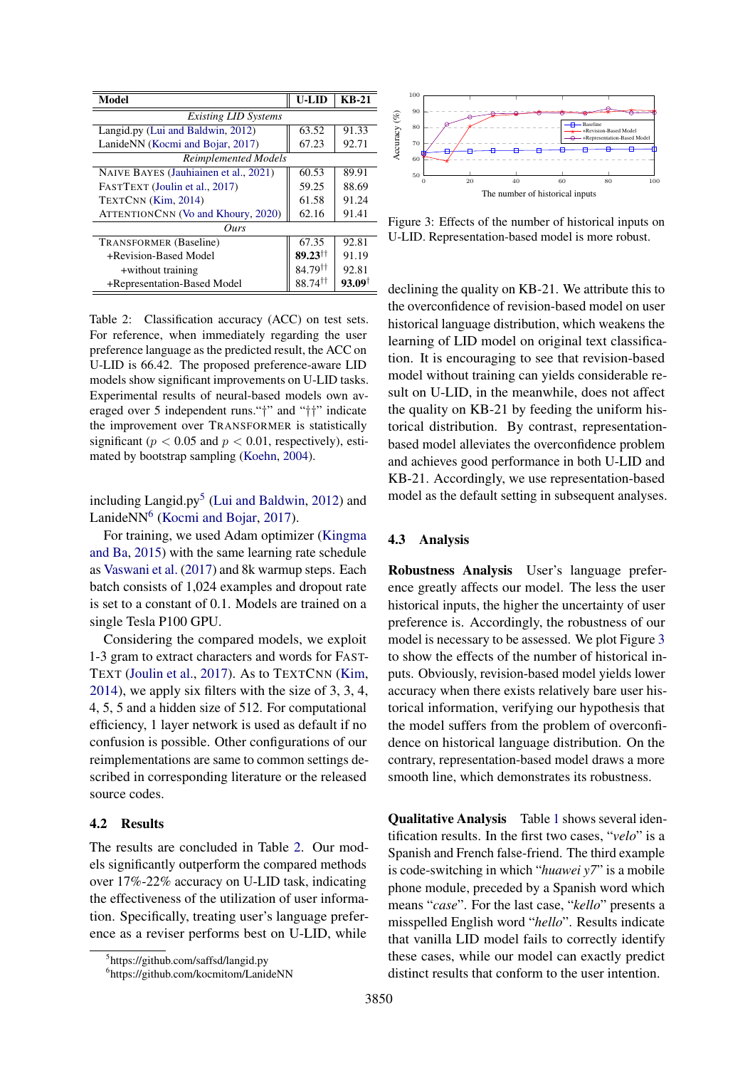| Model | U-LID | KB-21 |
|---|---|---|
| *Existing LID Systems* | | |
| Langid.py (Lui and Baldwin, 2012) | 63.52 | 91.33 |
| LanideNN (Kocmi and Bojar, 2017) | 67.23 | 92.71 |
| *Reimplemented Models* | | |
| NAIVE BAYES (Jauhiainen et al., 2021) | 60.53 | 89.91 |
| FASTTEXT (Joulin et al., 2017) | 59.25 | 88.69 |
| TEXTCNN (Kim, 2014) | 61.58 | 91.24 |
| ATTENTIONCNN (Vo and Khoury, 2020) | 62.16 | 91.41 |
| *Ours* | | |
| TRANSFORMER (Baseline) | 67.35 | 92.81 |
| +Revision-Based Model | **89.23**†† | 91.19 |
| +without training | 84.79†† | 92.81 |
| +Representation-Based Model | 88.74†† | **93.09**† |

Table 2: Classification accuracy (ACC) on test sets. For reference, when immediately regarding the user preference language as the predicted result, the ACC on U-LID is 66.42. The proposed preference-aware LID models show significant improvements on U-LID tasks. Experimental results of neural-based models own averaged over 5 independent runs."†" and "††" indicate the improvement over TRANSFORMER is statistically significant ($p < 0.05$ and $p < 0.01$, respectively), estimated by bootstrap sampling (Koehn, 2004).

including Langid.py[5] (Lui and Baldwin, 2012) and LanideNN[6] (Kocmi and Bojar, 2017).

For training, we used Adam optimizer (Kingma and Ba, 2015) with the same learning rate schedule as Vaswani et al. (2017) and 8k warmup steps. Each batch consists of 1,024 examples and dropout rate is set to a constant of 0.1. Models are trained on a single Tesla P100 GPU.

Considering the compared models, we exploit 1-3 gram to extract characters and words for FASTTEXT (Joulin et al., 2017). As to TEXTCNN (Kim, 2014), we apply six filters with the size of 3, 3, 4, 4, 5, 5 and a hidden size of 512. For computational efficiency, 1 layer network is used as default if no confusion is possible. Other configurations of our reimplementations are same to common settings described in corresponding literature or the released source codes.

## 4.2 Results

The results are concluded in Table 2. Our models significantly outperform the compared methods over 17%-22% accuracy on U-LID task, indicating the effectiveness of the utilization of user information. Specifically, treating user's language preference as a reviser performs best on U-LID, while declining the quality on KB-21. We attribute this to the overconfidence of revision-based model on user historical language distribution, which weakens the learning of LID model on original text classification. It is encouraging to see that revision-based model without training can yields considerable result on U-LID, in the meanwhile, does not affect the quality on KB-21 by feeding the uniform historical distribution. By contrast, representation-based model alleviates the overconfidence problem and achieves good performance in both U-LID and KB-21. Accordingly, we use representation-based model as the default setting in subsequent analyses.

Figure 3: Effects of the number of historical inputs on U-LID. Representation-based model is more robust.

## 4.3 Analysis

**Robustness Analysis** User's language preference greatly affects our model. The less the user historical inputs, the higher the uncertainty of user preference is. Accordingly, the robustness of our model is necessary to be assessed. We plot Figure 3 to show the effects of the number of historical inputs. Obviously, revision-based model yields lower accuracy when there exists relatively bare user historical information, verifying our hypothesis that the model suffers from the problem of overconfidence on historical language distribution. On the contrary, representation-based model draws a more smooth line, which demonstrates its robustness.

**Qualitative Analysis** Table 1 shows several identification results. In the first two cases, "*velo*" is a Spanish and French false-friend. The third example is code-switching in which "*huawei y7*" is a mobile phone module, preceded by a Spanish word which means "*case*". For the last case, "*kello*" presents a misspelled English word "*hello*". Results indicate that vanilla LID model fails to correctly identify these cases, while our model can exactly predict distinct results that conform to the user intention.

[5]https://github.com/saffsd/langid.py

[6]https://github.com/kocmitom/LanideNN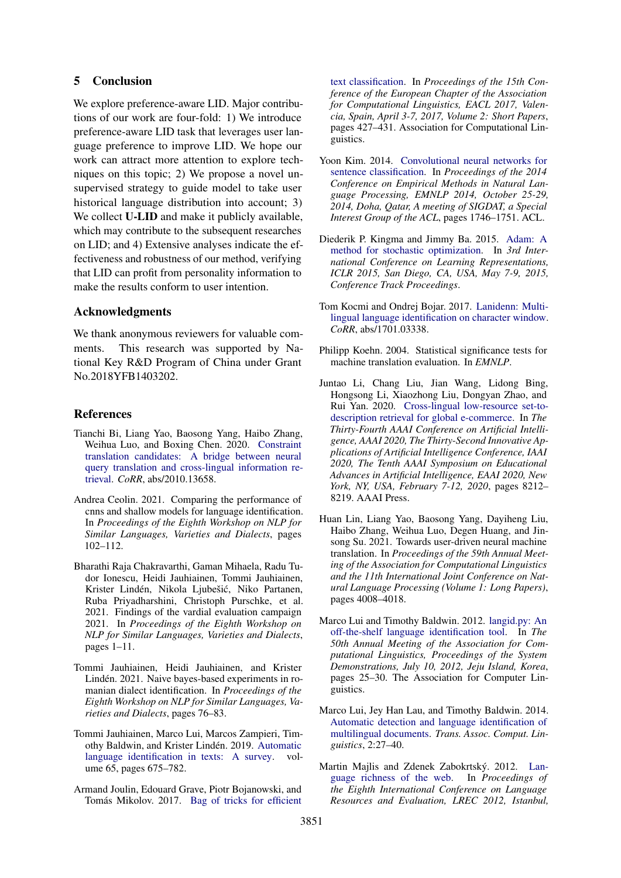## 5 Conclusion

We explore preference-aware LID. Major contributions of our work are four-fold: 1) We introduce preference-aware LID task that leverages user language preference to improve LID. We hope our work can attract more attention to explore techniques on this topic; 2) We propose a novel unsupervised strategy to guide model to take user historical language distribution into account; 3) We collect **U-LID** and make it publicly available, which may contribute to the subsequent researches on LID; and 4) Extensive analyses indicate the effectiveness and robustness of our method, verifying that LID can profit from personality information to make the results conform to user intention.

## Acknowledgments

We thank anonymous reviewers for valuable comments. This research was supported by National Key R&D Program of China under Grant No.2018YFB1403202.

## References

Tianchi Bi, Liang Yao, Baosong Yang, Haibo Zhang, Weihua Luo, and Boxing Chen. 2020. Constraint translation candidates: A bridge between neural query translation and cross-lingual information retrieval. *CoRR*, abs/2010.13658.

Andrea Ceolin. 2021. Comparing the performance of cnns and shallow models for language identification. In *Proceedings of the Eighth Workshop on NLP for Similar Languages, Varieties and Dialects*, pages 102–112.

Bharathi Raja Chakravarthi, Gaman Mihaela, Radu Tudor Ionescu, Heidi Jauhiainen, Tommi Jauhiainen, Krister Lindén, Nikola Ljubešić, Niko Partanen, Ruba Priyadharshini, Christoph Purschke, et al. 2021. Findings of the vardial evaluation campaign 2021. In *Proceedings of the Eighth Workshop on NLP for Similar Languages, Varieties and Dialects*, pages 1–11.

Tommi Jauhiainen, Heidi Jauhiainen, and Krister Lindén. 2021. Naive bayes-based experiments in romanian dialect identification. In *Proceedings of the Eighth Workshop on NLP for Similar Languages, Varieties and Dialects*, pages 76–83.

Tommi Jauhiainen, Marco Lui, Marcos Zampieri, Timothy Baldwin, and Krister Lindén. 2019. Automatic language identification in texts: A survey. volume 65, pages 675–782.

Armand Joulin, Edouard Grave, Piotr Bojanowski, and Tomás Mikolov. 2017. Bag of tricks for efficient text classification. In *Proceedings of the 15th Conference of the European Chapter of the Association for Computational Linguistics, EACL 2017, Valencia, Spain, April 3-7, 2017, Volume 2: Short Papers*, pages 427–431. Association for Computational Linguistics.

Yoon Kim. 2014. Convolutional neural networks for sentence classification. In *Proceedings of the 2014 Conference on Empirical Methods in Natural Language Processing, EMNLP 2014, October 25-29, 2014, Doha, Qatar, A meeting of SIGDAT, a Special Interest Group of the ACL*, pages 1746–1751. ACL.

Diederik P. Kingma and Jimmy Ba. 2015. Adam: A method for stochastic optimization. In *3rd International Conference on Learning Representations, ICLR 2015, San Diego, CA, USA, May 7-9, 2015, Conference Track Proceedings*.

Tom Kocmi and Ondrej Bojar. 2017. Lanidenn: Multilingual language identification on character window. *CoRR*, abs/1701.03338.

Philipp Koehn. 2004. Statistical significance tests for machine translation evaluation. In *EMNLP*.

Juntao Li, Chang Liu, Jian Wang, Lidong Bing, Hongsong Li, Xiaozhong Liu, Dongyan Zhao, and Rui Yan. 2020. Cross-lingual low-resource set-to-description retrieval for global e-commerce. In *The Thirty-Fourth AAAI Conference on Artificial Intelligence, AAAI 2020, The Thirty-Second Innovative Applications of Artificial Intelligence Conference, IAAI 2020, The Tenth AAAI Symposium on Educational Advances in Artificial Intelligence, EAAI 2020, New York, NY, USA, February 7-12, 2020*, pages 8212–8219. AAAI Press.

Huan Lin, Liang Yao, Baosong Yang, Dayiheng Liu, Haibo Zhang, Weihua Luo, Degen Huang, and Jinsong Su. 2021. Towards user-driven neural machine translation. In *Proceedings of the 59th Annual Meeting of the Association for Computational Linguistics and the 11th International Joint Conference on Natural Language Processing (Volume 1: Long Papers)*, pages 4008–4018.

Marco Lui and Timothy Baldwin. 2012. langid.py: An off-the-shelf language identification tool. In *The 50th Annual Meeting of the Association for Computational Linguistics, Proceedings of the System Demonstrations, July 10, 2012, Jeju Island, Korea*, pages 25–30. The Association for Computer Linguistics.

Marco Lui, Jey Han Lau, and Timothy Baldwin. 2014. Automatic detection and language identification of multilingual documents. *Trans. Assoc. Comput. Linguistics*, 2:27–40.

Martin Majlis and Zdenek Zabokrtský. 2012. Language richness of the web. In *Proceedings of the Eighth International Conference on Language Resources and Evaluation, LREC 2012, Istanbul,*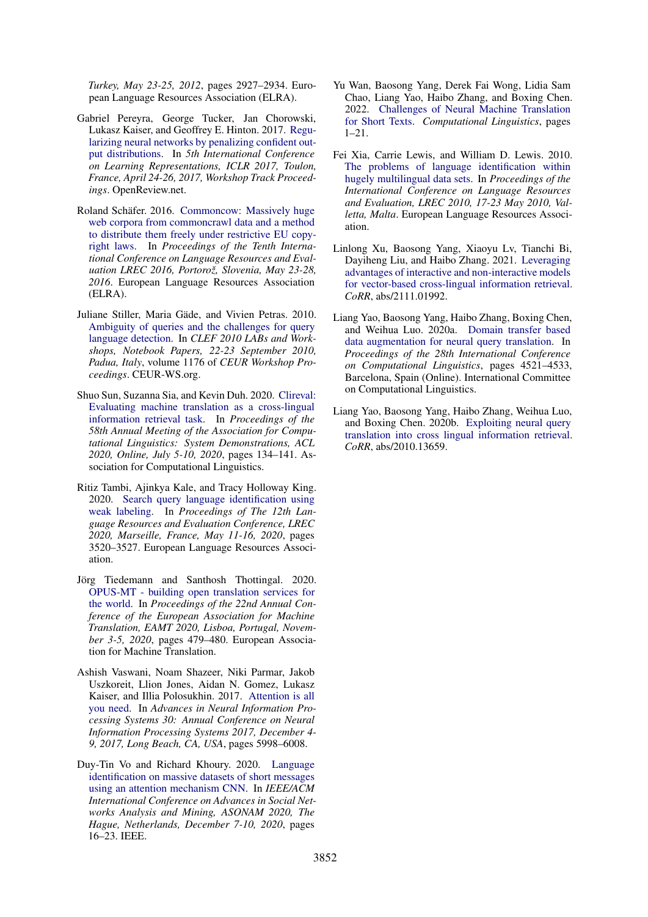Turkey, May 23-25, 2012*, pages 2927–2934. European Language Resources Association (ELRA).

Gabriel Pereyra, George Tucker, Jan Chorowski, Lukasz Kaiser, and Geoffrey E. Hinton. 2017. Regularizing neural networks by penalizing confident output distributions. In *5th International Conference on Learning Representations, ICLR 2017, Toulon, France, April 24-26, 2017, Workshop Track Proceedings*. OpenReview.net.

Roland Schäfer. 2016. Commoncow: Massively huge web corpora from commoncrawl data and a method to distribute them freely under restrictive EU copyright laws. In *Proceedings of the Tenth International Conference on Language Resources and Evaluation LREC 2016, Portorož, Slovenia, May 23-28, 2016*. European Language Resources Association (ELRA).

Juliane Stiller, Maria Gäde, and Vivien Petras. 2010. Ambiguity of queries and the challenges for query language detection. In *CLEF 2010 LABs and Workshops, Notebook Papers, 22-23 September 2010, Padua, Italy*, volume 1176 of *CEUR Workshop Proceedings*. CEUR-WS.org.

Shuo Sun, Suzanna Sia, and Kevin Duh. 2020. Clireval: Evaluating machine translation as a cross-lingual information retrieval task. In *Proceedings of the 58th Annual Meeting of the Association for Computational Linguistics: System Demonstrations, ACL 2020, Online, July 5-10, 2020*, pages 134–141. Association for Computational Linguistics.

Ritiz Tambi, Ajinkya Kale, and Tracy Holloway King. 2020. Search query language identification using weak labeling. In *Proceedings of The 12th Language Resources and Evaluation Conference, LREC 2020, Marseille, France, May 11-16, 2020*, pages 3520–3527. European Language Resources Association.

Jörg Tiedemann and Santhosh Thottingal. 2020. OPUS-MT - building open translation services for the world. In *Proceedings of the 22nd Annual Conference of the European Association for Machine Translation, EAMT 2020, Lisboa, Portugal, November 3-5, 2020*, pages 479–480. European Association for Machine Translation.

Ashish Vaswani, Noam Shazeer, Niki Parmar, Jakob Uszkoreit, Llion Jones, Aidan N. Gomez, Lukasz Kaiser, and Illia Polosukhin. 2017. Attention is all you need. In *Advances in Neural Information Processing Systems 30: Annual Conference on Neural Information Processing Systems 2017, December 4-9, 2017, Long Beach, CA, USA*, pages 5998–6008.

Duy-Tin Vo and Richard Khoury. 2020. Language identification on massive datasets of short messages using an attention mechanism CNN. In *IEEE/ACM International Conference on Advances in Social Networks Analysis and Mining, ASONAM 2020, The Hague, Netherlands, December 7-10, 2020*, pages 16–23. IEEE.

Yu Wan, Baosong Yang, Derek Fai Wong, Lidia Sam Chao, Liang Yao, Haibo Zhang, and Boxing Chen. 2022. Challenges of Neural Machine Translation for Short Texts. *Computational Linguistics*, pages 1–21.

Fei Xia, Carrie Lewis, and William D. Lewis. 2010. The problems of language identification within hugely multilingual data sets. In *Proceedings of the International Conference on Language Resources and Evaluation, LREC 2010, 17-23 May 2010, Valletta, Malta*. European Language Resources Association.

Linlong Xu, Baosong Yang, Xiaoyu Lv, Tianchi Bi, Dayiheng Liu, and Haibo Zhang. 2021. Leveraging advantages of interactive and non-interactive models for vector-based cross-lingual information retrieval. *CoRR*, abs/2111.01992.

Liang Yao, Baosong Yang, Haibo Zhang, Boxing Chen, and Weihua Luo. 2020a. Domain transfer based data augmentation for neural query translation. In *Proceedings of the 28th International Conference on Computational Linguistics*, pages 4521–4533, Barcelona, Spain (Online). International Committee on Computational Linguistics.

Liang Yao, Baosong Yang, Haibo Zhang, Weihua Luo, and Boxing Chen. 2020b. Exploiting neural query translation into cross lingual information retrieval. *CoRR*, abs/2010.13659.